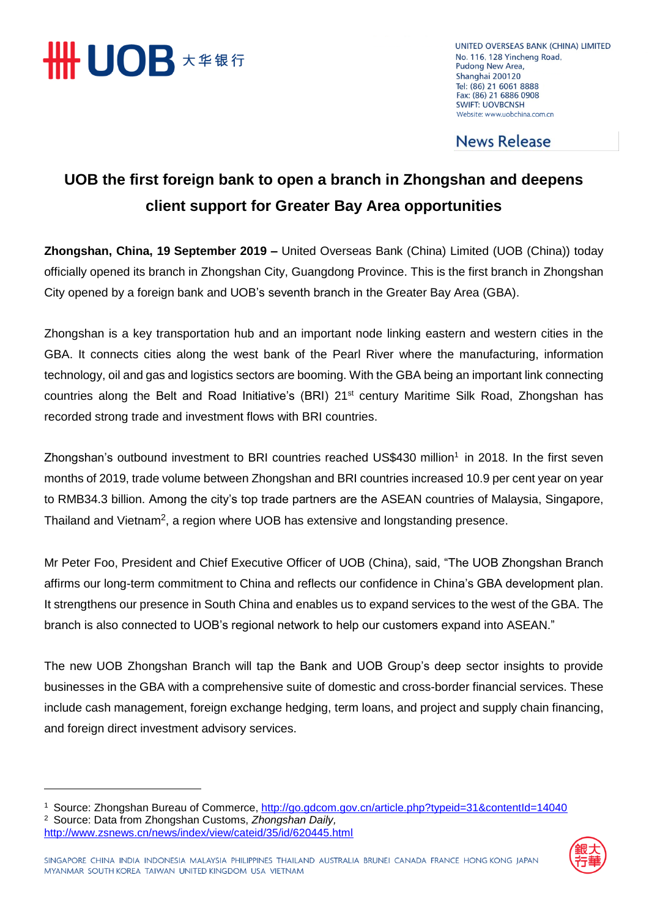UNITED OVERSEAS BANK (CHINA) LIMITED
No. 116, 128 Yincheng Road,
Pudong New Area,
Shanghai 200120
Tel: (86) 21 6061 8888
Fax: (86) 21 6886 0908
SWIFT: UOVBCNSH
Website: www.uobchina.com.cn

News Release

# UOB the first foreign bank to open a branch in Zhongshan and deepens client support for Greater Bay Area opportunities

**Zhongshan, China, 19 September 2019 –** United Overseas Bank (China) Limited (UOB (China)) today officially opened its branch in Zhongshan City, Guangdong Province. This is the first branch in Zhongshan City opened by a foreign bank and UOB's seventh branch in the Greater Bay Area (GBA).

Zhongshan is a key transportation hub and an important node linking eastern and western cities in the GBA. It connects cities along the west bank of the Pearl River where the manufacturing, information technology, oil and gas and logistics sectors are booming. With the GBA being an important link connecting countries along the Belt and Road Initiative's (BRI) 21st century Maritime Silk Road, Zhongshan has recorded strong trade and investment flows with BRI countries.

Zhongshan's outbound investment to BRI countries reached US$430 million[1] in 2018. In the first seven months of 2019, trade volume between Zhongshan and BRI countries increased 10.9 per cent year on year to RMB34.3 billion. Among the city's top trade partners are the ASEAN countries of Malaysia, Singapore, Thailand and Vietnam[2], a region where UOB has extensive and longstanding presence.

Mr Peter Foo, President and Chief Executive Officer of UOB (China), said, "The UOB Zhongshan Branch affirms our long-term commitment to China and reflects our confidence in China's GBA development plan. It strengthens our presence in South China and enables us to expand services to the west of the GBA. The branch is also connected to UOB's regional network to help our customers expand into ASEAN."

The new UOB Zhongshan Branch will tap the Bank and UOB Group's deep sector insights to provide businesses in the GBA with a comprehensive suite of domestic and cross-border financial services. These include cash management, foreign exchange hedging, term loans, and project and supply chain financing, and foreign direct investment advisory services.

---

[1] Source: Zhongshan Bureau of Commerce, http://go.gdcom.gov.cn/article.php?typeid=31&contentId=14040

[2] Source: Data from Zhongshan Customs, *Zhongshan Daily*, http://www.zsnews.cn/news/index/view/cateid/35/id/620445.html

SINGAPORE CHINA INDIA INDONESIA MALAYSIA PHILIPPINES THAILAND AUSTRALIA BRUNEI CANADA FRANCE HONG KONG JAPAN MYANMAR SOUTH KOREA TAIWAN UNITED KINGDOM USA VIETNAM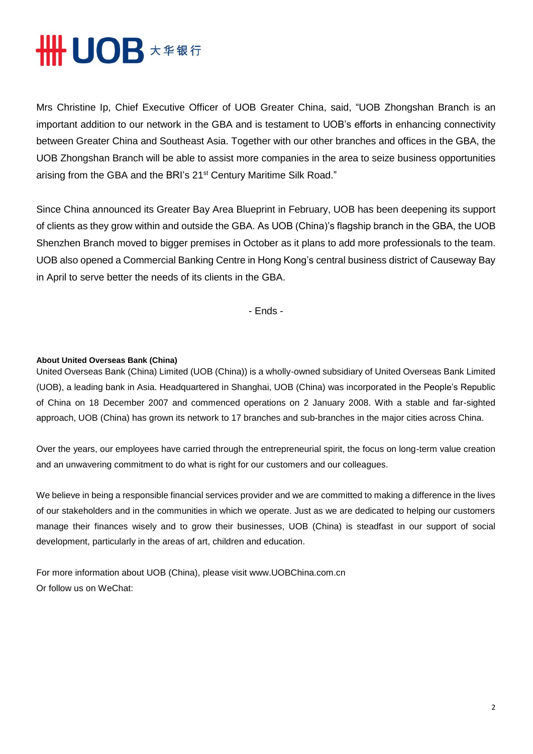Mrs Christine Ip, Chief Executive Officer of UOB Greater China, said, "UOB Zhongshan Branch is an important addition to our network in the GBA and is testament to UOB's efforts in enhancing connectivity between Greater China and Southeast Asia. Together with our other branches and offices in the GBA, the UOB Zhongshan Branch will be able to assist more companies in the area to seize business opportunities arising from the GBA and the BRI's 21st Century Maritime Silk Road."

Since China announced its Greater Bay Area Blueprint in February, UOB has been deepening its support of clients as they grow within and outside the GBA. As UOB (China)'s flagship branch in the GBA, the UOB Shenzhen Branch moved to bigger premises in October as it plans to add more professionals to the team. UOB also opened a Commercial Banking Centre in Hong Kong's central business district of Causeway Bay in April to serve better the needs of its clients in the GBA.

- Ends -

**About United Overseas Bank (China)**

United Overseas Bank (China) Limited (UOB (China)) is a wholly-owned subsidiary of United Overseas Bank Limited (UOB), a leading bank in Asia. Headquartered in Shanghai, UOB (China) was incorporated in the People's Republic of China on 18 December 2007 and commenced operations on 2 January 2008. With a stable and far-sighted approach, UOB (China) has grown its network to 17 branches and sub-branches in the major cities across China.

Over the years, our employees have carried through the entrepreneurial spirit, the focus on long-term value creation and an unwavering commitment to do what is right for our customers and our colleagues.

We believe in being a responsible financial services provider and we are committed to making a difference in the lives of our stakeholders and in the communities in which we operate. Just as we are dedicated to helping our customers manage their finances wisely and to grow their businesses, UOB (China) is steadfast in our support of social development, particularly in the areas of art, children and education.

For more information about UOB (China), please visit www.UOBChina.com.cn
Or follow us on WeChat: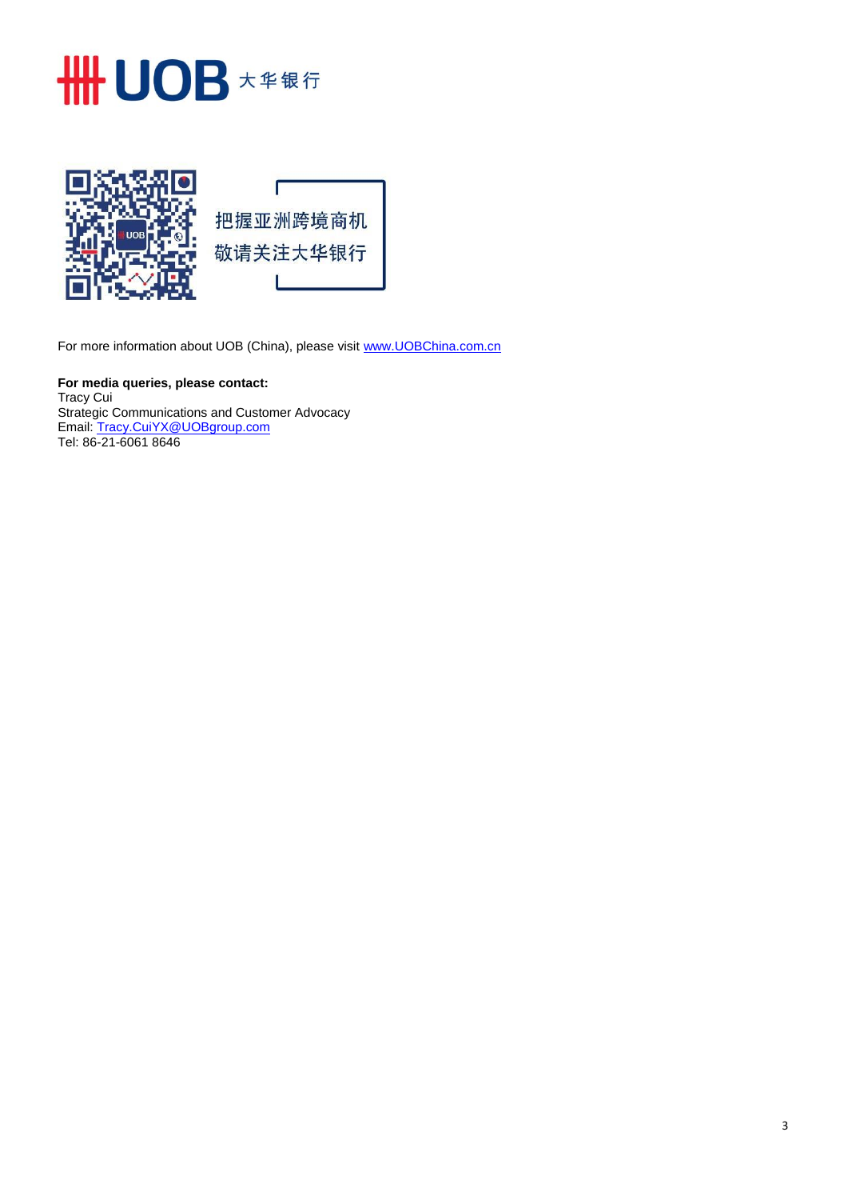把握亚洲跨境商机
敬请关注大华银行

For more information about UOB (China), please visit www.UOBChina.com.cn

**For media queries, please contact:**
Tracy Cui
Strategic Communications and Customer Advocacy
Email: Tracy.CuiYX@UOBgroup.com
Tel: 86-21-6061 8646